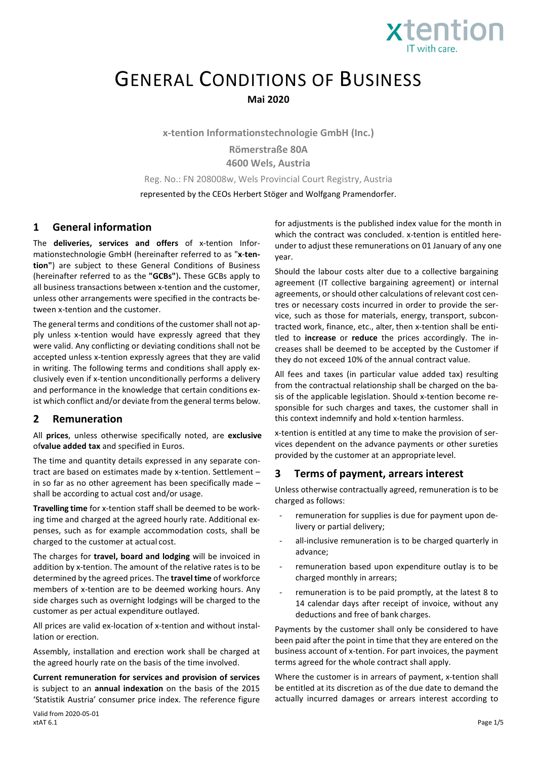# GENERAL CONDITIONS OF BUSINESS

**Mai 2020**

**x-tention Informationstechnologie GmbH (Inc.)**

**Römerstraße 80A**

**4600 Wels, Austria**

Reg. No.: FN 208008w, Wels Provincial Court Registry, Austria

represented by the CEOs Herbert Stöger and Wolfgang Pramendorfer.

## 1 General information

The **deliveries, services and offers** of x-tention Informationstechnologie GmbH (hereinafter referred to as "**x-tention"**) are subject to these General Conditions of Business (hereinafter referred to as the **"GCBs").** These GCBs apply to all business transactions between x-tention and the customer, unless other arrangements were specified in the contracts between x-tention and the customer.

The general terms and conditions of the customer shall not apply unless x-tention would have expressly agreed that they were valid. Any conflicting or deviating conditions shall not be accepted unless x-tention expressly agrees that they are valid in writing. The following terms and conditions shall apply exclusively even if x-tention unconditionally performs a delivery and performance in the knowledge that certain conditions exist which conflict and/or deviate from the general terms below.

## 2 Remuneration

All **prices**, unless otherwise specifically noted, are **exclusive** of**value added tax** and specified in Euros.

The time and quantity details expressed in any separate contract are based on estimates made by x-tention. Settlement – in so far as no other agreement has been specifically made – shall be according to actual cost and/or usage.

**Travelling time** for x-tention staff shall be deemed to be working time and charged at the agreed hourly rate. Additional expenses, such as for example accommodation costs, shall be charged to the customer at actual cost.

The charges for **travel, board and lodging** will be invoiced in addition by x-tention. The amount of the relative rates is to be determined by the agreed prices. The **travel time** of workforce members of x-tention are to be deemed working hours. Any side charges such as overnight lodgings will be charged to the customer as per actual expenditure outlayed.

All prices are valid ex-location of x-tention and without installation or erection.

Assembly, installation and erection work shall be charged at the agreed hourly rate on the basis of the time involved.

**Current remuneration for services and provision of services** is subject to an **annual indexation** on the basis of the 2015 'Statistik Austria' consumer price index. The reference figure for adjustments is the published index value for the month in which the contract was concluded. x-tention is entitled hereunder to adjust these remunerations on 01 January of any one year.

Should the labour costs alter due to a collective bargaining agreement (IT collective bargaining agreement) or internal agreements, or should other calculations of relevant cost centres or necessary costs incurred in order to provide the service, such as those for materials, energy, transport, subcontracted work, finance, etc., alter, then x-tention shall be entitled to **increase** or **reduce** the prices accordingly. The increases shall be deemed to be accepted by the Customer if they do not exceed 10% of the annual contract value.

All fees and taxes (in particular value added tax) resulting from the contractual relationship shall be charged on the basis of the applicable legislation. Should x-tention become responsible for such charges and taxes, the customer shall in this context indemnify and hold x-tention harmless.

x-tention is entitled at any time to make the provision of services dependent on the advance payments or other sureties provided by the customer at an appropriate level.

## 3 Terms of payment, arrears interest

Unless otherwise contractually agreed, remuneration is to be charged as follows:

- remuneration for supplies is due for payment upon delivery or partial delivery;
- all-inclusive remuneration is to be charged quarterly in advance;
- remuneration based upon expenditure outlay is to be charged monthly in arrears;
- remuneration is to be paid promptly, at the latest 8 to 14 calendar days after receipt of invoice, without any deductions and free of bank charges.

Payments by the customer shall only be considered to have been paid after the point in time that they are entered on the business account of x-tention. For part invoices, the payment terms agreed for the whole contract shall apply.

Where the customer is in arrears of payment, x-tention shall be entitled at its discretion as of the due date to demand the actually incurred damages or arrears interest according to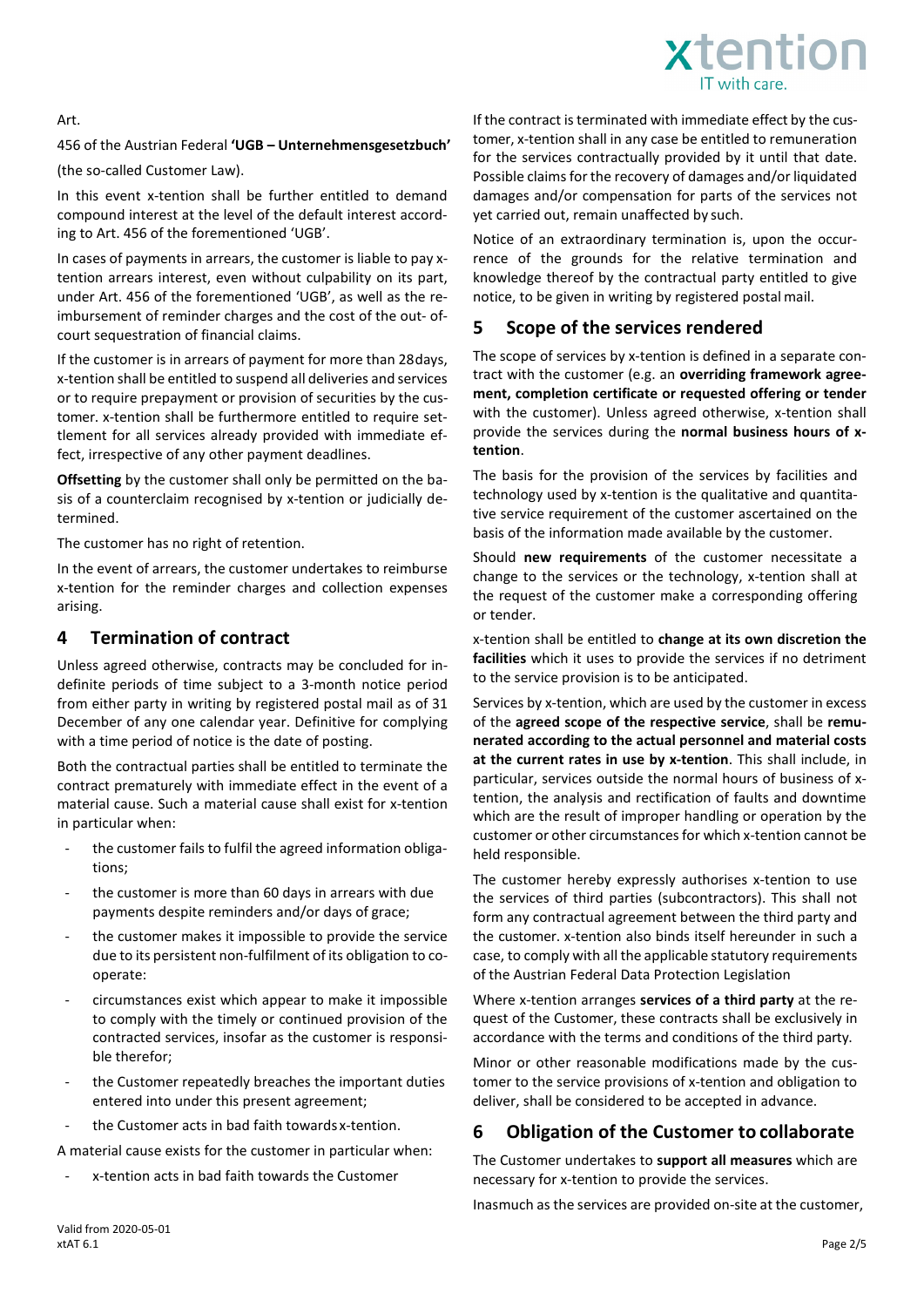Art.

456 of the Austrian Federal **'UGB – Unternehmensgesetzbuch'**

(the so-called Customer Law).

In this event x-tention shall be further entitled to demand compound interest at the level of the default interest according to Art. 456 of the forementioned 'UGB'.

In cases of payments in arrears, the customer is liable to pay x-tention arrears interest, even without culpability on its part, under Art. 456 of the forementioned 'UGB', as well as the reimbursement of reminder charges and the cost of the out- of-court sequestration of financial claims.

If the customer is in arrears of payment for more than 28days, x-tention shall be entitled to suspend all deliveries and services or to require prepayment or provision of securities by the customer. x-tention shall be furthermore entitled to require settlement for all services already provided with immediate effect, irrespective of any other payment deadlines.

**Offsetting** by the customer shall only be permitted on the basis of a counterclaim recognised by x-tention or judicially determined.

The customer has no right of retention.

In the event of arrears, the customer undertakes to reimburse x-tention for the reminder charges and collection expenses arising.

## 4 Termination of contract

Unless agreed otherwise, contracts may be concluded for indefinite periods of time subject to a 3-month notice period from either party in writing by registered postal mail as of 31 December of any one calendar year. Definitive for complying with a time period of notice is the date of posting.

Both the contractual parties shall be entitled to terminate the contract prematurely with immediate effect in the event of a material cause. Such a material cause shall exist for x-tention in particular when:

- the customer fails to fulfil the agreed information obligations;
- the customer is more than 60 days in arrears with due payments despite reminders and/or days of grace;
- the customer makes it impossible to provide the service due to its persistent non-fulfilment of its obligation to cooperate:
- circumstances exist which appear to make it impossible to comply with the timely or continued provision of the contracted services, insofar as the customer is responsible therefor;
- the Customer repeatedly breaches the important duties entered into under this present agreement;
- the Customer acts in bad faith towards x-tention.

A material cause exists for the customer in particular when:

- x-tention acts in bad faith towards the Customer

If the contract is terminated with immediate effect by the customer, x-tention shall in any case be entitled to remuneration for the services contractually provided by it until that date. Possible claims for the recovery of damages and/or liquidated damages and/or compensation for parts of the services not yet carried out, remain unaffected by such.

Notice of an extraordinary termination is, upon the occurrence of the grounds for the relative termination and knowledge thereof by the contractual party entitled to give notice, to be given in writing by registered postal mail.

## 5 Scope of the services rendered

The scope of services by x-tention is defined in a separate contract with the customer (e.g. an **overriding framework agreement, completion certificate or requested offering or tender** with the customer). Unless agreed otherwise, x-tention shall provide the services during the **normal business hours of x-tention**.

The basis for the provision of the services by facilities and technology used by x-tention is the qualitative and quantitative service requirement of the customer ascertained on the basis of the information made available by the customer.

Should **new requirements** of the customer necessitate a change to the services or the technology, x-tention shall at the request of the customer make a corresponding offering or tender.

x-tention shall be entitled to **change at its own discretion the facilities** which it uses to provide the services if no detriment to the service provision is to be anticipated.

Services by x-tention, which are used by the customer in excess of the **agreed scope of the respective service**, shall be **remunerated according to the actual personnel and material costs at the current rates in use by x-tention**. This shall include, in particular, services outside the normal hours of business of x-tention, the analysis and rectification of faults and downtime which are the result of improper handling or operation by the customer or other circumstances for which x-tention cannot be held responsible.

The customer hereby expressly authorises x-tention to use the services of third parties (subcontractors). This shall not form any contractual agreement between the third party and the customer. x-tention also binds itself hereunder in such a case, to comply with all the applicable statutory requirements of the Austrian Federal Data Protection Legislation

Where x-tention arranges **services of a third party** at the request of the Customer, these contracts shall be exclusively in accordance with the terms and conditions of the third party.

Minor or other reasonable modifications made by the customer to the service provisions of x-tention and obligation to deliver, shall be considered to be accepted in advance.

## 6 Obligation of the Customer to collaborate

The Customer undertakes to **support all measures** which are necessary for x-tention to provide the services.

Inasmuch as the services are provided on-site at the customer,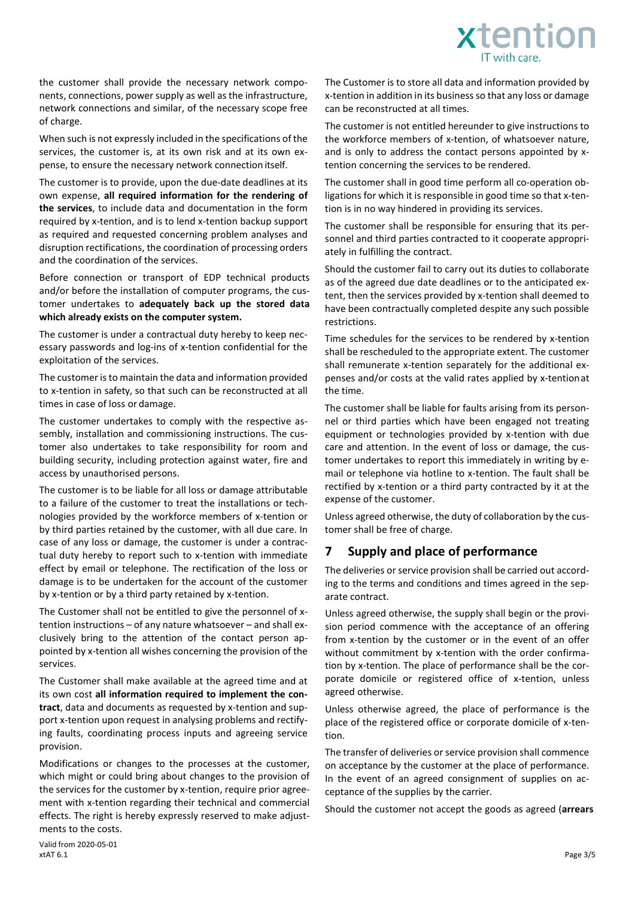the customer shall provide the necessary network components, connections, power supply as well as the infrastructure, network connections and similar, of the necessary scope free of charge.

When such is not expressly included in the specifications of the services, the customer is, at its own risk and at its own expense, to ensure the necessary network connection itself.

The customer is to provide, upon the due-date deadlines at its own expense, **all required information for the rendering of the services**, to include data and documentation in the form required by x-tention, and is to lend x-tention backup support as required and requested concerning problem analyses and disruption rectifications, the coordination of processing orders and the coordination of the services.

Before connection or transport of EDP technical products and/or before the installation of computer programs, the customer undertakes to **adequately back up the stored data which already exists on the computer system.**

The customer is under a contractual duty hereby to keep necessary passwords and log-ins of x-tention confidential for the exploitation of the services.

The customer is to maintain the data and information provided to x-tention in safety, so that such can be reconstructed at all times in case of loss or damage.

The customer undertakes to comply with the respective assembly, installation and commissioning instructions. The customer also undertakes to take responsibility for room and building security, including protection against water, fire and access by unauthorised persons.

The customer is to be liable for all loss or damage attributable to a failure of the customer to treat the installations or technologies provided by the workforce members of x-tention or by third parties retained by the customer, with all due care. In case of any loss or damage, the customer is under a contractual duty hereby to report such to x-tention with immediate effect by email or telephone. The rectification of the loss or damage is to be undertaken for the account of the customer by x-tention or by a third party retained by x-tention.

The Customer shall not be entitled to give the personnel of x-tention instructions – of any nature whatsoever – and shall exclusively bring to the attention of the contact person appointed by x-tention all wishes concerning the provision of the services.

The Customer shall make available at the agreed time and at its own cost **all information required to implement the contract**, data and documents as requested by x-tention and support x-tention upon request in analysing problems and rectifying faults, coordinating process inputs and agreeing service provision.

Modifications or changes to the processes at the customer, which might or could bring about changes to the provision of the services for the customer by x-tention, require prior agreement with x-tention regarding their technical and commercial effects. The right is hereby expressly reserved to make adjustments to the costs.

The Customer is to store all data and information provided by x-tention in addition in its business so that any loss or damage can be reconstructed at all times.

The customer is not entitled hereunder to give instructions to the workforce members of x-tention, of whatsoever nature, and is only to address the contact persons appointed by x-tention concerning the services to be rendered.

The customer shall in good time perform all co-operation obligations for which it is responsible in good time so that x-tention is in no way hindered in providing its services.

The customer shall be responsible for ensuring that its personnel and third parties contracted to it cooperate appropriately in fulfilling the contract.

Should the customer fail to carry out its duties to collaborate as of the agreed due date deadlines or to the anticipated extent, then the services provided by x-tention shall deemed to have been contractually completed despite any such possible restrictions.

Time schedules for the services to be rendered by x-tention shall be rescheduled to the appropriate extent. The customer shall remunerate x-tention separately for the additional expenses and/or costs at the valid rates applied by x-tention at the time.

The customer shall be liable for faults arising from its personnel or third parties which have been engaged not treating equipment or technologies provided by x-tention with due care and attention. In the event of loss or damage, the customer undertakes to report this immediately in writing by e-mail or telephone via hotline to x-tention. The fault shall be rectified by x-tention or a third party contracted by it at the expense of the customer.

Unless agreed otherwise, the duty of collaboration by the customer shall be free of charge.

## 7 Supply and place of performance

The deliveries or service provision shall be carried out according to the terms and conditions and times agreed in the separate contract.

Unless agreed otherwise, the supply shall begin or the provision period commence with the acceptance of an offering from x-tention by the customer or in the event of an offer without commitment by x-tention with the order confirmation by x-tention. The place of performance shall be the corporate domicile or registered office of x-tention, unless agreed otherwise.

Unless otherwise agreed, the place of performance is the place of the registered office or corporate domicile of x-tention.

The transfer of deliveries or service provision shall commence on acceptance by the customer at the place of performance. In the event of an agreed consignment of supplies on acceptance of the supplies by the carrier.

Should the customer not accept the goods as agreed (**arrears**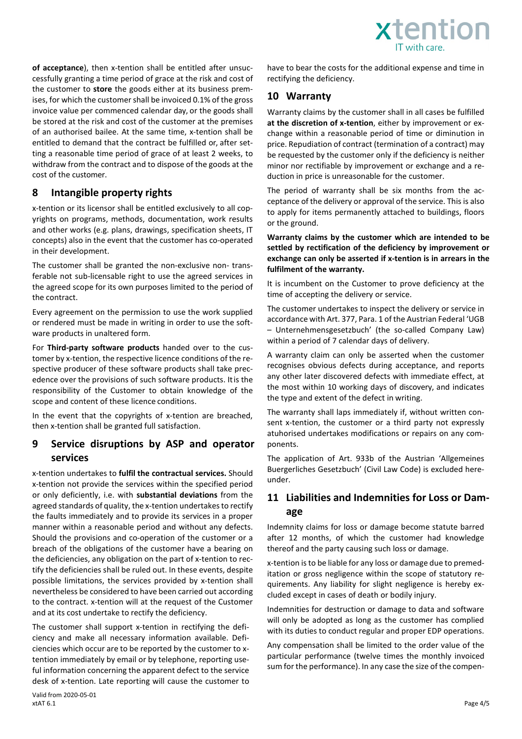**of acceptance**), then x-tention shall be entitled after unsuccessfully granting a time period of grace at the risk and cost of the customer to **store** the goods either at its business premises, for which the customer shall be invoiced 0.1% of the gross invoice value per commenced calendar day, or the goods shall be stored at the risk and cost of the customer at the premises of an authorised bailee. At the same time, x-tention shall be entitled to demand that the contract be fulfilled or, after setting a reasonable time period of grace of at least 2 weeks, to withdraw from the contract and to dispose of the goods at the cost of the customer.

## 8 Intangible property rights

x-tention or its licensor shall be entitled exclusively to all copyrights on programs, methods, documentation, work results and other works (e.g. plans, drawings, specification sheets, IT concepts) also in the event that the customer has co-operated in their development.

The customer shall be granted the non-exclusive non- transferable not sub-licensable right to use the agreed services in the agreed scope for its own purposes limited to the period of the contract.

Every agreement on the permission to use the work supplied or rendered must be made in writing in order to use the software products in unaltered form.

For **Third-party software products** handed over to the customer by x-tention, the respective licence conditions of the respective producer of these software products shall take precedence over the provisions of such software products. It is the responsibility of the Customer to obtain knowledge of the scope and content of these licence conditions.

In the event that the copyrights of x-tention are breached, then x-tention shall be granted full satisfaction.

## 9 Service disruptions by ASP and operator services

x-tention undertakes to **fulfil the contractual services.** Should x-tention not provide the services within the specified period or only deficiently, i.e. with **substantial deviations** from the agreed standards of quality, the x-tention undertakes to rectify the faults immediately and to provide its services in a proper manner within a reasonable period and without any defects. Should the provisions and co-operation of the customer or a breach of the obligations of the customer have a bearing on the deficiencies, any obligation on the part of x-tention to rectify the deficiencies shall be ruled out. In these events, despite possible limitations, the services provided by x-tention shall nevertheless be considered to have been carried out according to the contract. x-tention will at the request of the Customer and at its cost undertake to rectify the deficiency.

The customer shall support x-tention in rectifying the deficiency and make all necessary information available. Deficiencies which occur are to be reported by the customer to x-tention immediately by email or by telephone, reporting useful information concerning the apparent defect to the service desk of x-tention. Late reporting will cause the customer to have to bear the costs for the additional expense and time in rectifying the deficiency.

## 10 Warranty

Warranty claims by the customer shall in all cases be fulfilled **at the discretion of x-tention**, either by improvement or exchange within a reasonable period of time or diminution in price. Repudiation of contract (termination of a contract) may be requested by the customer only if the deficiency is neither minor nor rectifiable by improvement or exchange and a reduction in price is unreasonable for the customer.

The period of warranty shall be six months from the acceptance of the delivery or approval of the service. This is also to apply for items permanently attached to buildings, floors or the ground.

**Warranty claims by the customer which are intended to be settled by rectification of the deficiency by improvement or exchange can only be asserted if x-tention is in arrears in the fulfilment of the warranty.**

It is incumbent on the Customer to prove deficiency at the time of accepting the delivery or service.

The customer undertakes to inspect the delivery or service in accordance with Art. 377, Para. 1 of the Austrian Federal 'UGB – Unternehmensgesetzbuch' (the so-called Company Law) within a period of 7 calendar days of delivery.

A warranty claim can only be asserted when the customer recognises obvious defects during acceptance, and reports any other later discovered defects with immediate effect, at the most within 10 working days of discovery, and indicates the type and extent of the defect in writing.

The warranty shall laps immediately if, without written consent x-tention, the customer or a third party not expressly atuhorised undertakes modifications or repairs on any components.

The application of Art. 933b of the Austrian 'Allgemeines Buergerliches Gesetzbuch' (Civil Law Code) is excluded hereunder.

## 11 Liabilities and Indemnities for Loss or Damage

Indemnity claims for loss or damage become statute barred after 12 months, of which the customer had knowledge thereof and the party causing such loss or damage.

x-tention is to be liable for any loss or damage due to premeditation or gross negligence within the scope of statutory requirements. Any liability for slight negligence is hereby excluded except in cases of death or bodily injury.

Indemnities for destruction or damage to data and software will only be adopted as long as the customer has complied with its duties to conduct regular and proper EDP operations.

Any compensation shall be limited to the order value of the particular performance (twelve times the monthly invoiced sum for the performance). In any case the size of the compen-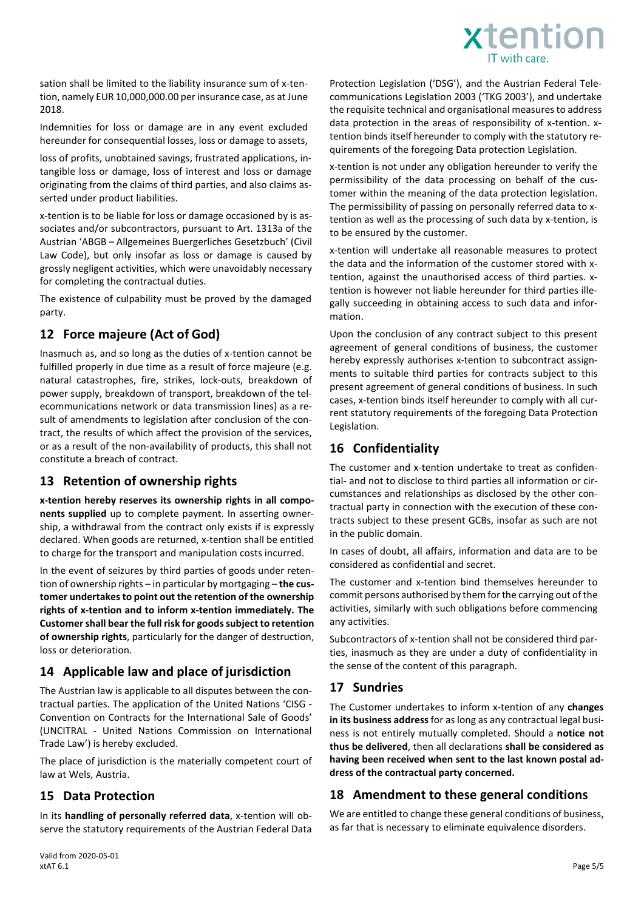sation shall be limited to the liability insurance sum of x-tention, namely EUR 10,000,000.00 per insurance case, as at June 2018.

Indemnities for loss or damage are in any event excluded hereunder for consequential losses, loss or damage to assets,

loss of profits, unobtained savings, frustrated applications, intangible loss or damage, loss of interest and loss or damage originating from the claims of third parties, and also claims asserted under product liabilities.

x-tention is to be liable for loss or damage occasioned by is associates and/or subcontractors, pursuant to Art. 1313a of the Austrian 'ABGB – Allgemeines Buergerliches Gesetzbuch' (Civil Law Code), but only insofar as loss or damage is caused by grossly negligent activities, which were unavoidably necessary for completing the contractual duties.

The existence of culpability must be proved by the damaged party.

## 12 Force majeure (Act of God)

Inasmuch as, and so long as the duties of x-tention cannot be fulfilled properly in due time as a result of force majeure (e.g. natural catastrophes, fire, strikes, lock-outs, breakdown of power supply, breakdown of transport, breakdown of the telecommunications network or data transmission lines) as a result of amendments to legislation after conclusion of the contract, the results of which affect the provision of the services, or as a result of the non-availability of products, this shall not constitute a breach of contract.

## 13 Retention of ownership rights

**x-tention hereby reserves its ownership rights in all components supplied** up to complete payment. In asserting ownership, a withdrawal from the contract only exists if is expressly declared. When goods are returned, x-tention shall be entitled to charge for the transport and manipulation costs incurred.

In the event of seizures by third parties of goods under retention of ownership rights – in particular by mortgaging – **the customer undertakes to point out the retention of the ownership rights of x-tention and to inform x-tention immediately. The Customer shall bear the full risk for goods subject to retention of ownership rights**, particularly for the danger of destruction, loss or deterioration.

## 14 Applicable law and place of jurisdiction

The Austrian law is applicable to all disputes between the contractual parties. The application of the United Nations 'CISG - Convention on Contracts for the International Sale of Goods' (UNCITRAL - United Nations Commission on International Trade Law') is hereby excluded.

The place of jurisdiction is the materially competent court of law at Wels, Austria.

## 15 Data Protection

In its **handling of personally referred data**, x-tention will observe the statutory requirements of the Austrian Federal Data Protection Legislation ('DSG'), and the Austrian Federal Telecommunications Legislation 2003 ('TKG 2003'), and undertake the requisite technical and organisational measures to address data protection in the areas of responsibility of x-tention. x-tention binds itself hereunder to comply with the statutory requirements of the foregoing Data protection Legislation.

x-tention is not under any obligation hereunder to verify the permissibility of the data processing on behalf of the customer within the meaning of the data protection legislation. The permissibility of passing on personally referred data to x-tention as well as the processing of such data by x-tention, is to be ensured by the customer.

x-tention will undertake all reasonable measures to protect the data and the information of the customer stored with x-tention, against the unauthorised access of third parties. x-tention is however not liable hereunder for third parties illegally succeeding in obtaining access to such data and information.

Upon the conclusion of any contract subject to this present agreement of general conditions of business, the customer hereby expressly authorises x-tention to subcontract assignments to suitable third parties for contracts subject to this present agreement of general conditions of business. In such cases, x-tention binds itself hereunder to comply with all current statutory requirements of the foregoing Data Protection Legislation.

## 16 Confidentiality

The customer and x-tention undertake to treat as confidential- and not to disclose to third parties all information or circumstances and relationships as disclosed by the other contractual party in connection with the execution of these contracts subject to these present GCBs, insofar as such are not in the public domain.

In cases of doubt, all affairs, information and data are to be considered as confidential and secret.

The customer and x-tention bind themselves hereunder to commit persons authorised by them for the carrying out of the activities, similarly with such obligations before commencing any activities.

Subcontractors of x-tention shall not be considered third parties, inasmuch as they are under a duty of confidentiality in the sense of the content of this paragraph.

## 17 Sundries

The Customer undertakes to inform x-tention of any **changes in its business address** for as long as any contractual legal business is not entirely mutually completed. Should a **notice not thus be delivered**, then all declarations **shall be considered as having been received when sent to the last known postal address of the contractual party concerned.**

## 18 Amendment to these general conditions

We are entitled to change these general conditions of business, as far that is necessary to eliminate equivalence disorders.